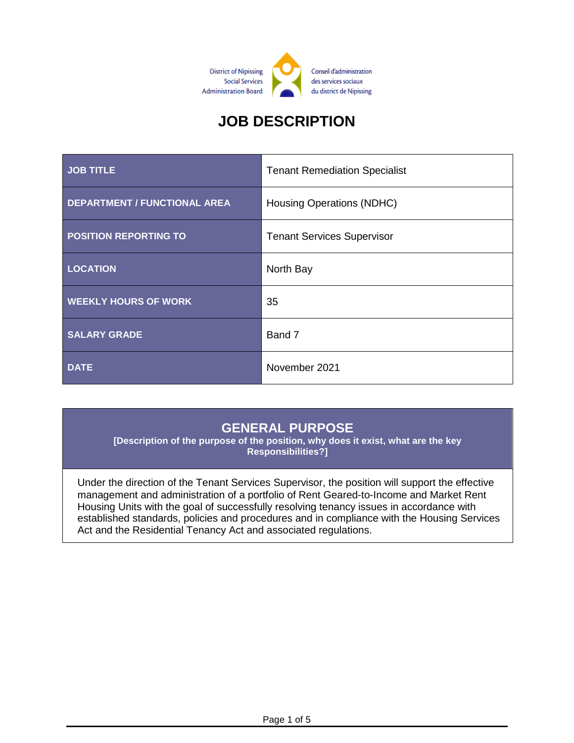District of Nipissing Social Services Administration Board

Conseil d'administration des services sociaux du district de Nipissing

# JOB DESCRIPTION

| JOB TITLE | Tenant Remediation Specialist |
|---|---|
| DEPARTMENT / FUNCTIONAL AREA | Housing Operations (NDHC) |
| POSITION REPORTING TO | Tenant Services Supervisor |
| LOCATION | North Bay |
| WEEKLY HOURS OF WORK | 35 |
| SALARY GRADE | Band 7 |
| DATE | November 2021 |

## GENERAL PURPOSE

**[Description of the purpose of the position, why does it exist, what are the key Responsibilities?]**

Under the direction of the Tenant Services Supervisor, the position will support the effective management and administration of a portfolio of Rent Geared-to-Income and Market Rent Housing Units with the goal of successfully resolving tenancy issues in accordance with established standards, policies and procedures and in compliance with the Housing Services Act and the Residential Tenancy Act and associated regulations.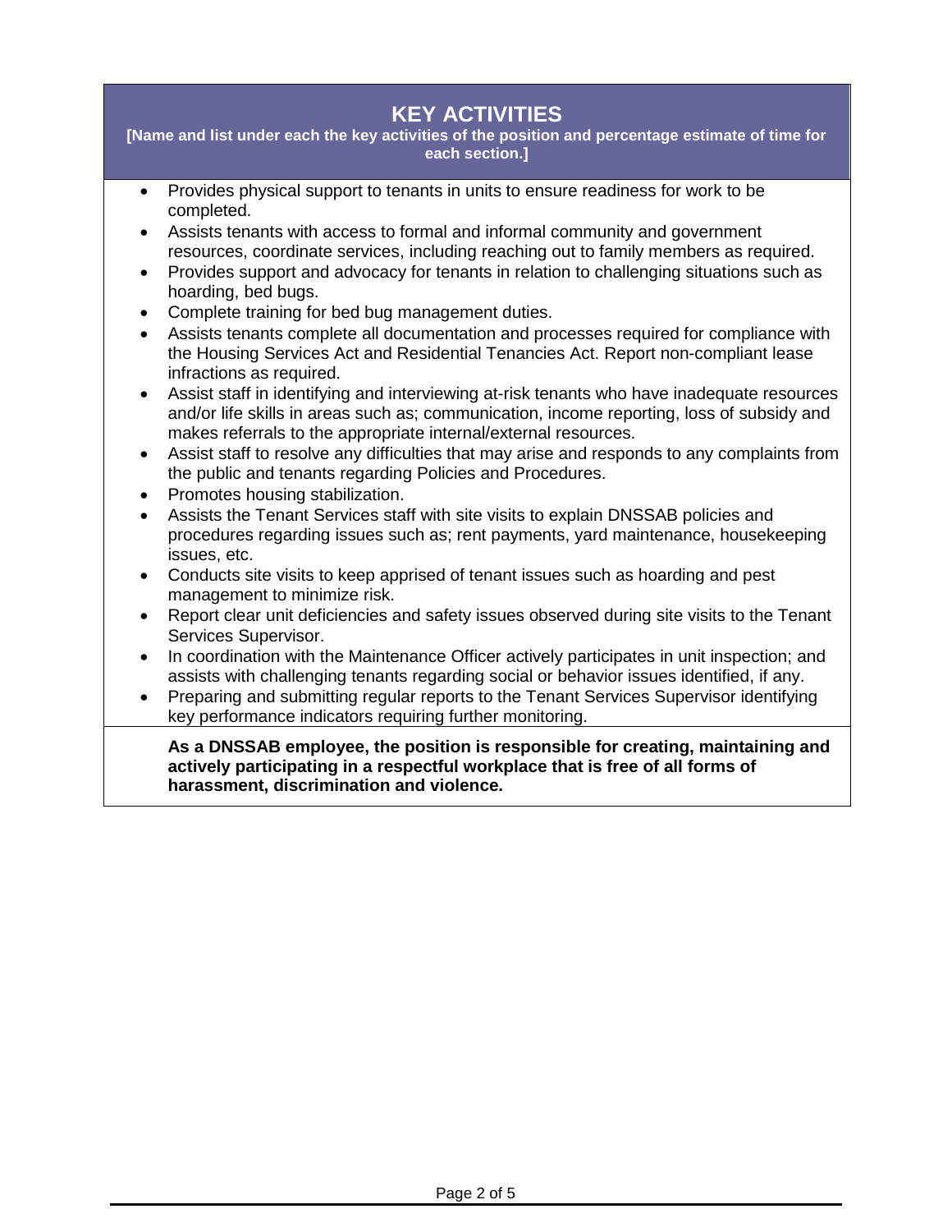## KEY ACTIVITIES

**[Name and list under each the key activities of the position and percentage estimate of time for each section.]**

- Provides physical support to tenants in units to ensure readiness for work to be completed.
- Assists tenants with access to formal and informal community and government resources, coordinate services, including reaching out to family members as required.
- Provides support and advocacy for tenants in relation to challenging situations such as hoarding, bed bugs.
- Complete training for bed bug management duties.
- Assists tenants complete all documentation and processes required for compliance with the Housing Services Act and Residential Tenancies Act. Report non-compliant lease infractions as required.
- Assist staff in identifying and interviewing at-risk tenants who have inadequate resources and/or life skills in areas such as; communication, income reporting, loss of subsidy and makes referrals to the appropriate internal/external resources.
- Assist staff to resolve any difficulties that may arise and responds to any complaints from the public and tenants regarding Policies and Procedures.
- Promotes housing stabilization.
- Assists the Tenant Services staff with site visits to explain DNSSAB policies and procedures regarding issues such as; rent payments, yard maintenance, housekeeping issues, etc.
- Conducts site visits to keep apprised of tenant issues such as hoarding and pest management to minimize risk.
- Report clear unit deficiencies and safety issues observed during site visits to the Tenant Services Supervisor.
- In coordination with the Maintenance Officer actively participates in unit inspection; and assists with challenging tenants regarding social or behavior issues identified, if any.
- Preparing and submitting regular reports to the Tenant Services Supervisor identifying key performance indicators requiring further monitoring.

**As a DNSSAB employee, the position is responsible for creating, maintaining and actively participating in a respectful workplace that is free of all forms of harassment, discrimination and violence.**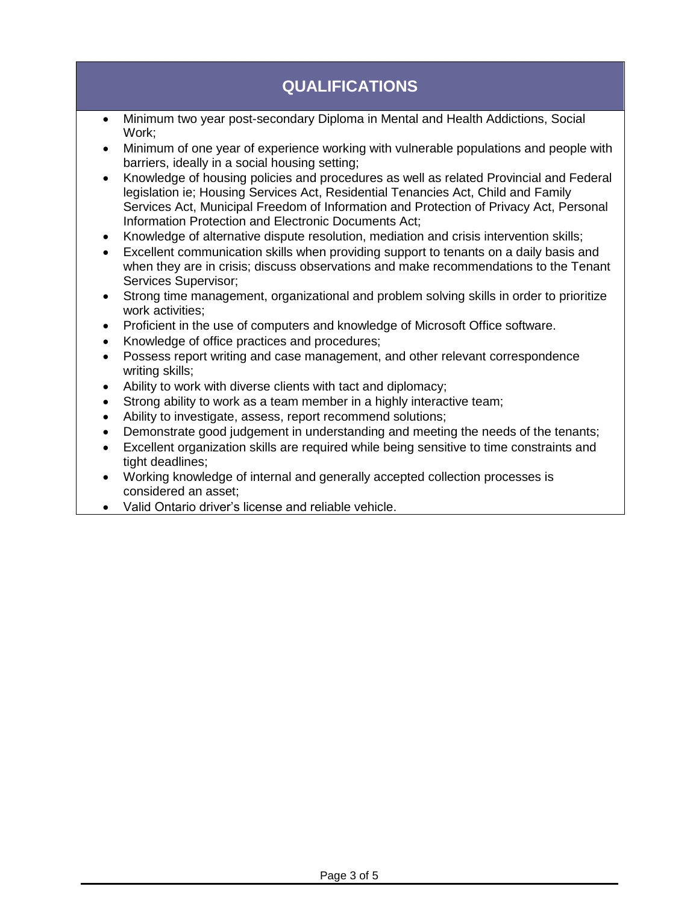## QUALIFICATIONS

- Minimum two year post-secondary Diploma in Mental and Health Addictions, Social Work;
- Minimum of one year of experience working with vulnerable populations and people with barriers, ideally in a social housing setting;
- Knowledge of housing policies and procedures as well as related Provincial and Federal legislation ie; Housing Services Act, Residential Tenancies Act, Child and Family Services Act, Municipal Freedom of Information and Protection of Privacy Act, Personal Information Protection and Electronic Documents Act;
- Knowledge of alternative dispute resolution, mediation and crisis intervention skills;
- Excellent communication skills when providing support to tenants on a daily basis and when they are in crisis; discuss observations and make recommendations to the Tenant Services Supervisor;
- Strong time management, organizational and problem solving skills in order to prioritize work activities;
- Proficient in the use of computers and knowledge of Microsoft Office software.
- Knowledge of office practices and procedures;
- Possess report writing and case management, and other relevant correspondence writing skills;
- Ability to work with diverse clients with tact and diplomacy;
- Strong ability to work as a team member in a highly interactive team;
- Ability to investigate, assess, report recommend solutions;
- Demonstrate good judgement in understanding and meeting the needs of the tenants;
- Excellent organization skills are required while being sensitive to time constraints and tight deadlines;
- Working knowledge of internal and generally accepted collection processes is considered an asset;
- Valid Ontario driver's license and reliable vehicle.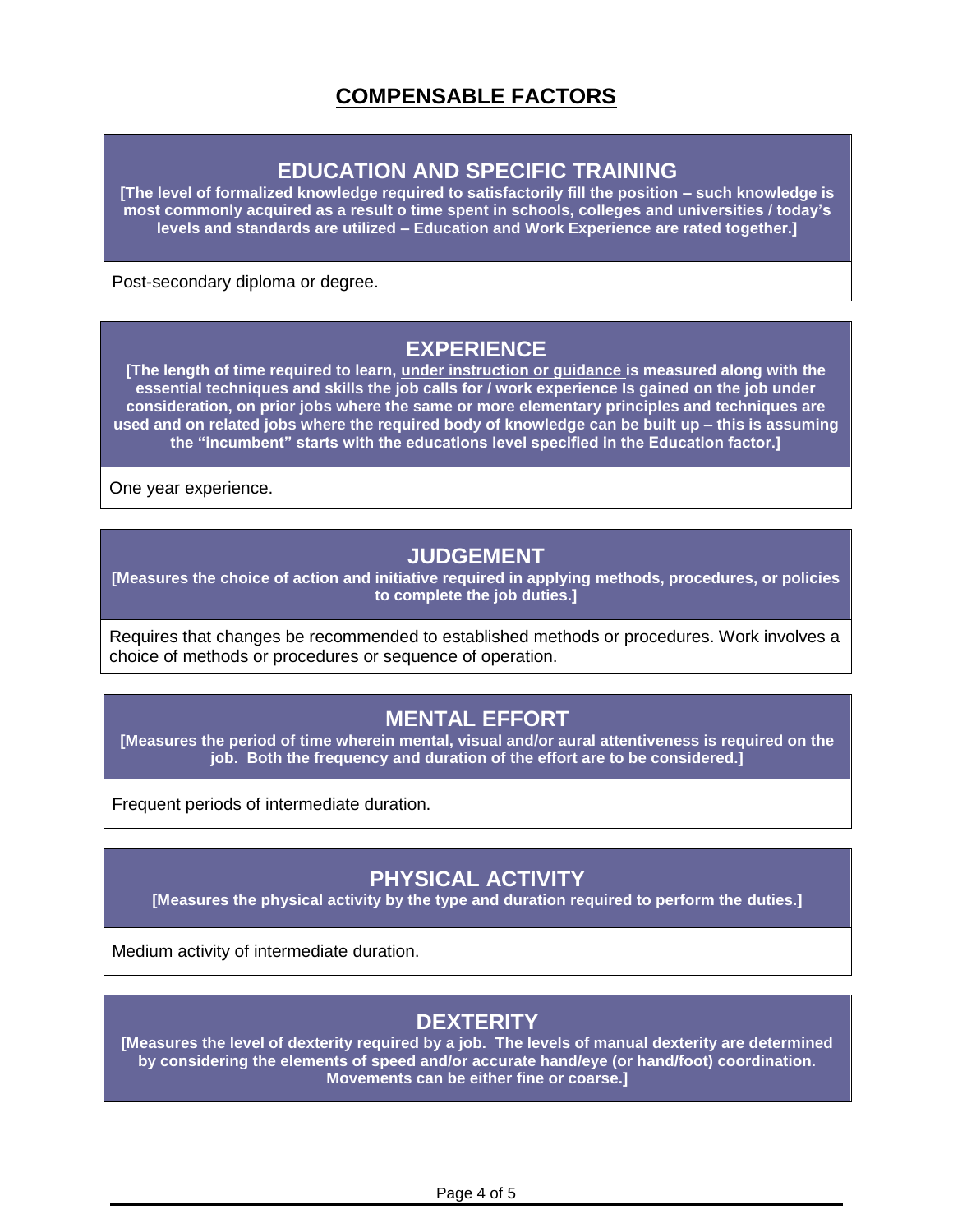# COMPENSABLE FACTORS

## EDUCATION AND SPECIFIC TRAINING

**[The level of formalized knowledge required to satisfactorily fill the position – such knowledge is most commonly acquired as a result o time spent in schools, colleges and universities / today's levels and standards are utilized – Education and Work Experience are rated together.]**

Post-secondary diploma or degree.

## EXPERIENCE

**[The length of time required to learn, under instruction or guidance is measured along with the essential techniques and skills the job calls for / work experience Is gained on the job under consideration, on prior jobs where the same or more elementary principles and techniques are used and on related jobs where the required body of knowledge can be built up – this is assuming the "incumbent" starts with the educations level specified in the Education factor.]**

One year experience.

## JUDGEMENT

**[Measures the choice of action and initiative required in applying methods, procedures, or policies to complete the job duties.]**

Requires that changes be recommended to established methods or procedures. Work involves a choice of methods or procedures or sequence of operation.

## MENTAL EFFORT

**[Measures the period of time wherein mental, visual and/or aural attentiveness is required on the job. Both the frequency and duration of the effort are to be considered.]**

Frequent periods of intermediate duration.

## PHYSICAL ACTIVITY

**[Measures the physical activity by the type and duration required to perform the duties.]**

Medium activity of intermediate duration.

## DEXTERITY

**[Measures the level of dexterity required by a job. The levels of manual dexterity are determined by considering the elements of speed and/or accurate hand/eye (or hand/foot) coordination. Movements can be either fine or coarse.]**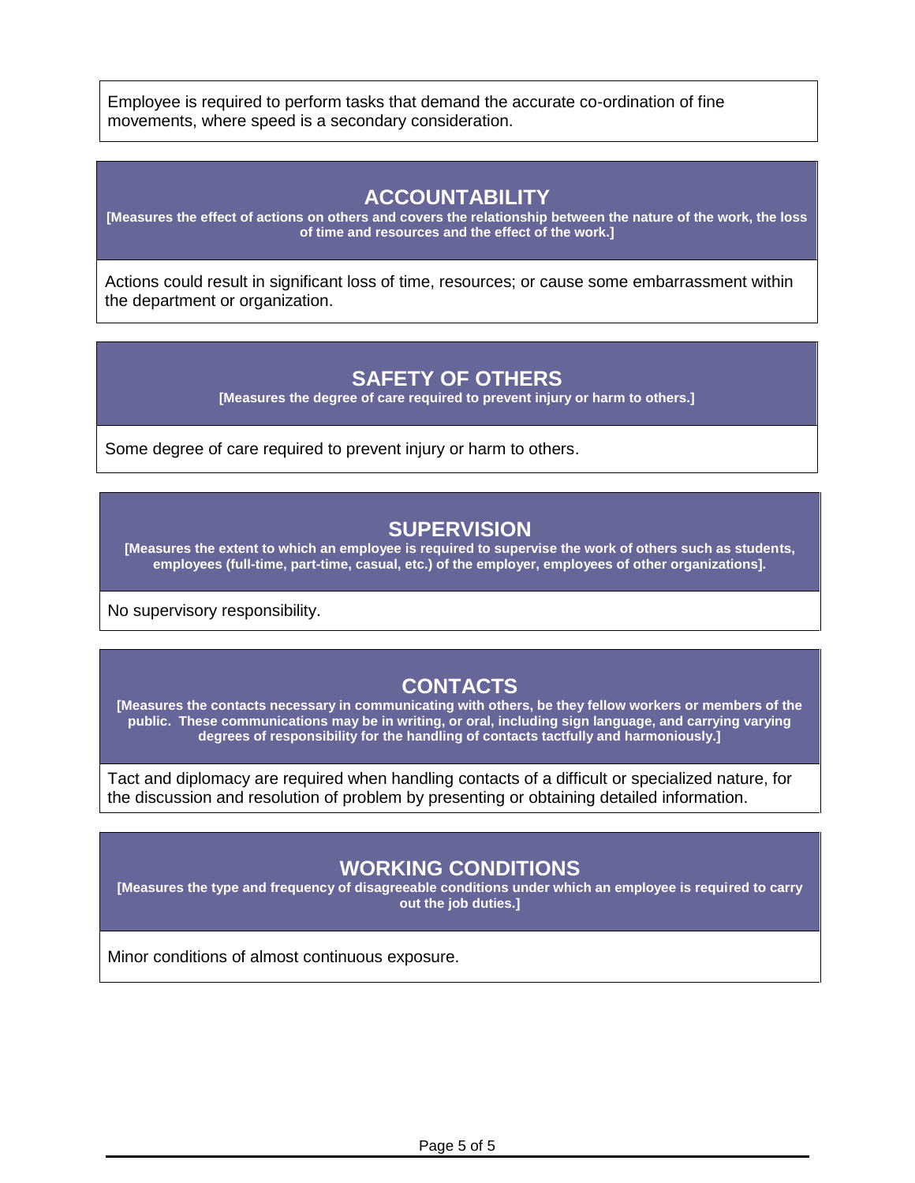Employee is required to perform tasks that demand the accurate co-ordination of fine movements, where speed is a secondary consideration.

## ACCOUNTABILITY

**[Measures the effect of actions on others and covers the relationship between the nature of the work, the loss of time and resources and the effect of the work.]**

Actions could result in significant loss of time, resources; or cause some embarrassment within the department or organization.

## SAFETY OF OTHERS

**[Measures the degree of care required to prevent injury or harm to others.]**

Some degree of care required to prevent injury or harm to others.

## SUPERVISION

**[Measures the extent to which an employee is required to supervise the work of others such as students, employees (full-time, part-time, casual, etc.) of the employer, employees of other organizations].**

No supervisory responsibility.

## CONTACTS

**[Measures the contacts necessary in communicating with others, be they fellow workers or members of the public. These communications may be in writing, or oral, including sign language, and carrying varying degrees of responsibility for the handling of contacts tactfully and harmoniously.]**

Tact and diplomacy are required when handling contacts of a difficult or specialized nature, for the discussion and resolution of problem by presenting or obtaining detailed information.

## WORKING CONDITIONS

**[Measures the type and frequency of disagreeable conditions under which an employee is required to carry out the job duties.]**

Minor conditions of almost continuous exposure.